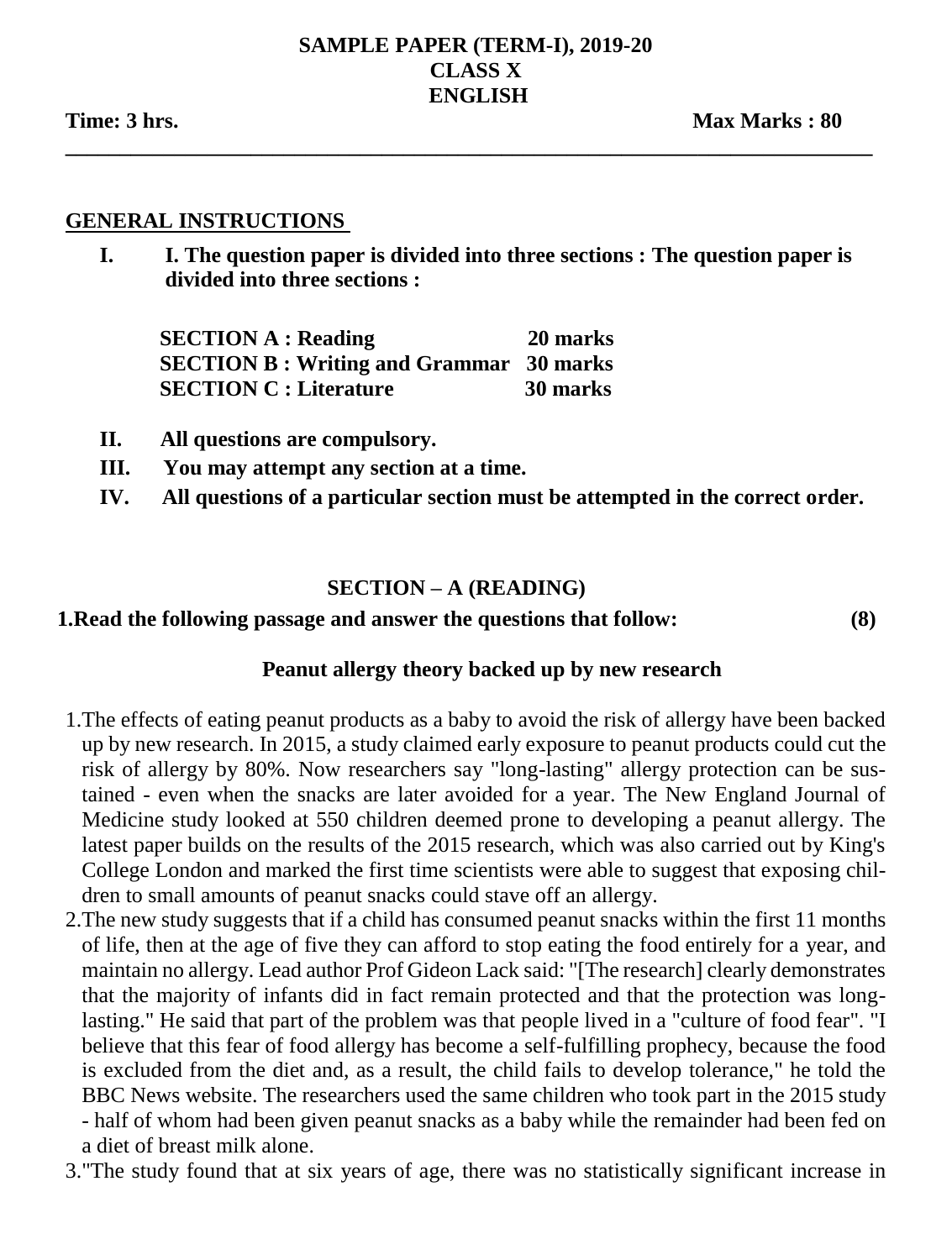# SAMPLE PAPER (TERM-I), 2019-20
## CLASS X
## ENGLISH

**Time: 3 hrs.** **Max Marks : 80**

---

## GENERAL INSTRUCTIONS

**I. I. The question paper is divided into three sections : The question paper is divided into three sections :**

| | |
|---|---|
| **SECTION A : Reading** | **20 marks** |
| **SECTION B : Writing and Grammar** | **30 marks** |
| **SECTION C : Literature** | **30 marks** |

**II. All questions are compulsory.**

**III. You may attempt any section at a time.**

**IV. All questions of a particular section must be attempted in the correct order.**

## SECTION – A (READING)

**1.Read the following passage and answer the questions that follow: (8)**

**Peanut allergy theory backed up by new research**

1.The effects of eating peanut products as a baby to avoid the risk of allergy have been backed up by new research. In 2015, a study claimed early exposure to peanut products could cut the risk of allergy by 80%. Now researchers say "long-lasting" allergy protection can be sustained - even when the snacks are later avoided for a year. The New England Journal of Medicine study looked at 550 children deemed prone to developing a peanut allergy. The latest paper builds on the results of the 2015 research, which was also carried out by King's College London and marked the first time scientists were able to suggest that exposing children to small amounts of peanut snacks could stave off an allergy.

2.The new study suggests that if a child has consumed peanut snacks within the first 11 months of life, then at the age of five they can afford to stop eating the food entirely for a year, and maintain no allergy. Lead author Prof Gideon Lack said: "[The research] clearly demonstrates that the majority of infants did in fact remain protected and that the protection was long-lasting." He said that part of the problem was that people lived in a "culture of food fear". "I believe that this fear of food allergy has become a self-fulfilling prophecy, because the food is excluded from the diet and, as a result, the child fails to develop tolerance," he told the BBC News website. The researchers used the same children who took part in the 2015 study - half of whom had been given peanut snacks as a baby while the remainder had been fed on a diet of breast milk alone.

3."The study found that at six years of age, there was no statistically significant increase in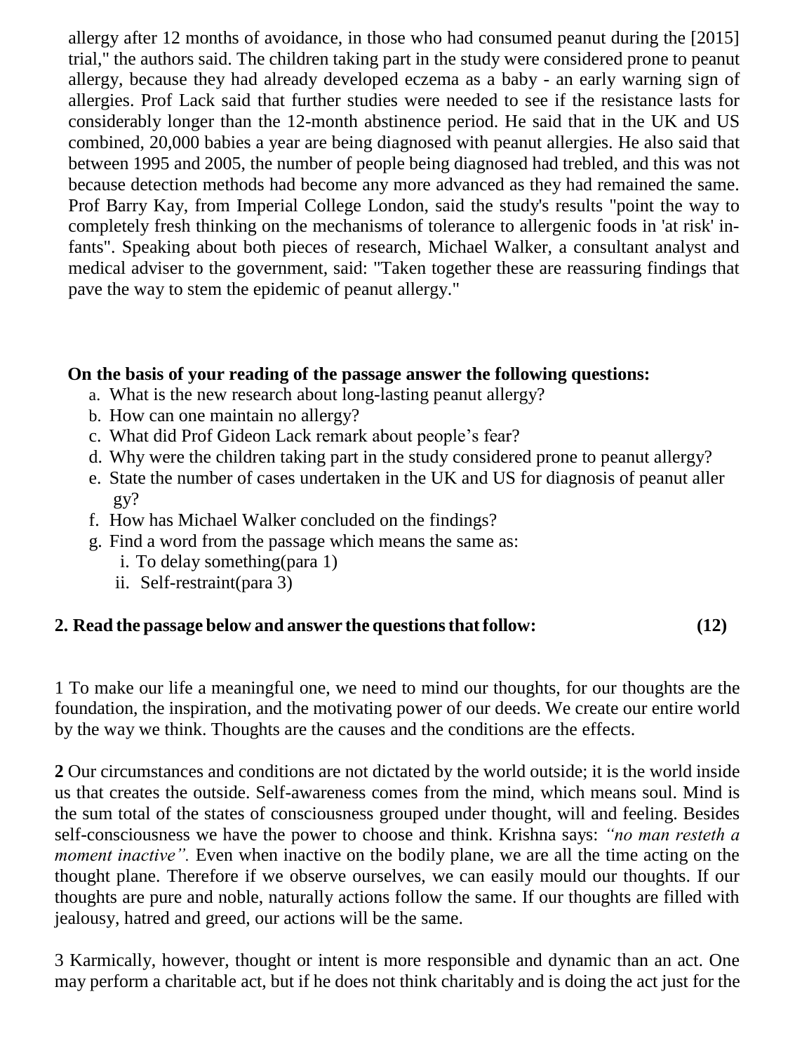allergy after 12 months of avoidance, in those who had consumed peanut during the [2015] trial," the authors said. The children taking part in the study were considered prone to peanut allergy, because they had already developed eczema as a baby - an early warning sign of allergies. Prof Lack said that further studies were needed to see if the resistance lasts for considerably longer than the 12-month abstinence period. He said that in the UK and US combined, 20,000 babies a year are being diagnosed with peanut allergies. He also said that between 1995 and 2005, the number of people being diagnosed had trebled, and this was not because detection methods had become any more advanced as they had remained the same. Prof Barry Kay, from Imperial College London, said the study's results "point the way to completely fresh thinking on the mechanisms of tolerance to allergenic foods in 'at risk' infants". Speaking about both pieces of research, Michael Walker, a consultant analyst and medical adviser to the government, said: "Taken together these are reassuring findings that pave the way to stem the epidemic of peanut allergy."

**On the basis of your reading of the passage answer the following questions:**

a. What is the new research about long-lasting peanut allergy?
b. How can one maintain no allergy?
c. What did Prof Gideon Lack remark about people's fear?
d. Why were the children taking part in the study considered prone to peanut allergy?
e. State the number of cases undertaken in the UK and US for diagnosis of peanut allergy?
f. How has Michael Walker concluded on the findings?
g. Find a word from the passage which means the same as:
   i. To delay something(para 1)
   ii. Self-restraint(para 3)

**2. Read the passage below and answer the questions that follow: (12)**

1 To make our life a meaningful one, we need to mind our thoughts, for our thoughts are the foundation, the inspiration, and the motivating power of our deeds. We create our entire world by the way we think. Thoughts are the causes and the conditions are the effects.

**2** Our circumstances and conditions are not dictated by the world outside; it is the world inside us that creates the outside. Self-awareness comes from the mind, which means soul. Mind is the sum total of the states of consciousness grouped under thought, will and feeling. Besides self-consciousness we have the power to choose and think. Krishna says: *"no man resteth a moment inactive".* Even when inactive on the bodily plane, we are all the time acting on the thought plane. Therefore if we observe ourselves, we can easily mould our thoughts. If our thoughts are pure and noble, naturally actions follow the same. If our thoughts are filled with jealousy, hatred and greed, our actions will be the same.

3 Karmically, however, thought or intent is more responsible and dynamic than an act. One may perform a charitable act, but if he does not think charitably and is doing the act just for the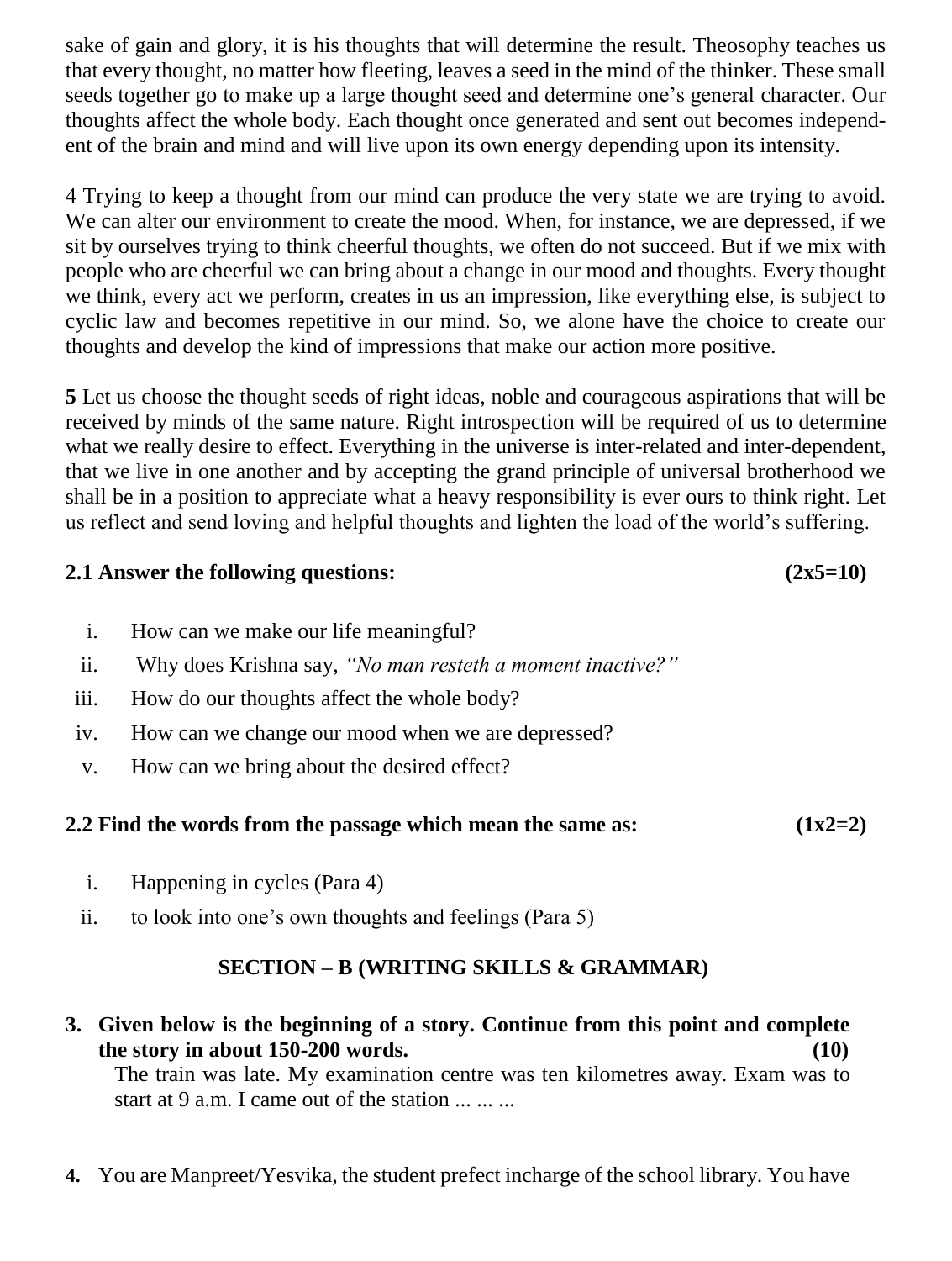sake of gain and glory, it is his thoughts that will determine the result. Theosophy teaches us that every thought, no matter how fleeting, leaves a seed in the mind of the thinker. These small seeds together go to make up a large thought seed and determine one's general character. Our thoughts affect the whole body. Each thought once generated and sent out becomes independent of the brain and mind and will live upon its own energy depending upon its intensity.

4 Trying to keep a thought from our mind can produce the very state we are trying to avoid. We can alter our environment to create the mood. When, for instance, we are depressed, if we sit by ourselves trying to think cheerful thoughts, we often do not succeed. But if we mix with people who are cheerful we can bring about a change in our mood and thoughts. Every thought we think, every act we perform, creates in us an impression, like everything else, is subject to cyclic law and becomes repetitive in our mind. So, we alone have the choice to create our thoughts and develop the kind of impressions that make our action more positive.

**5** Let us choose the thought seeds of right ideas, noble and courageous aspirations that will be received by minds of the same nature. Right introspection will be required of us to determine what we really desire to effect. Everything in the universe is inter-related and inter-dependent, that we live in one another and by accepting the grand principle of universal brotherhood we shall be in a position to appreciate what a heavy responsibility is ever ours to think right. Let us reflect and send loving and helpful thoughts and lighten the load of the world's suffering.

**2.1 Answer the following questions: (2x5=10)**

i. How can we make our life meaningful?

ii. Why does Krishna say, *"No man resteth a moment inactive?"*

iii. How do our thoughts affect the whole body?

iv. How can we change our mood when we are depressed?

v. How can we bring about the desired effect?

**2.2 Find the words from the passage which mean the same as: (1x2=2)**

i. Happening in cycles (Para 4)

ii. to look into one's own thoughts and feelings (Para 5)

## SECTION – B (WRITING SKILLS & GRAMMAR)

**3. Given below is the beginning of a story. Continue from this point and complete the story in about 150-200 words. (10)**

The train was late. My examination centre was ten kilometres away. Exam was to start at 9 a.m. I came out of the station ... ... ...

**4.** You are Manpreet/Yesvika, the student prefect incharge of the school library. You have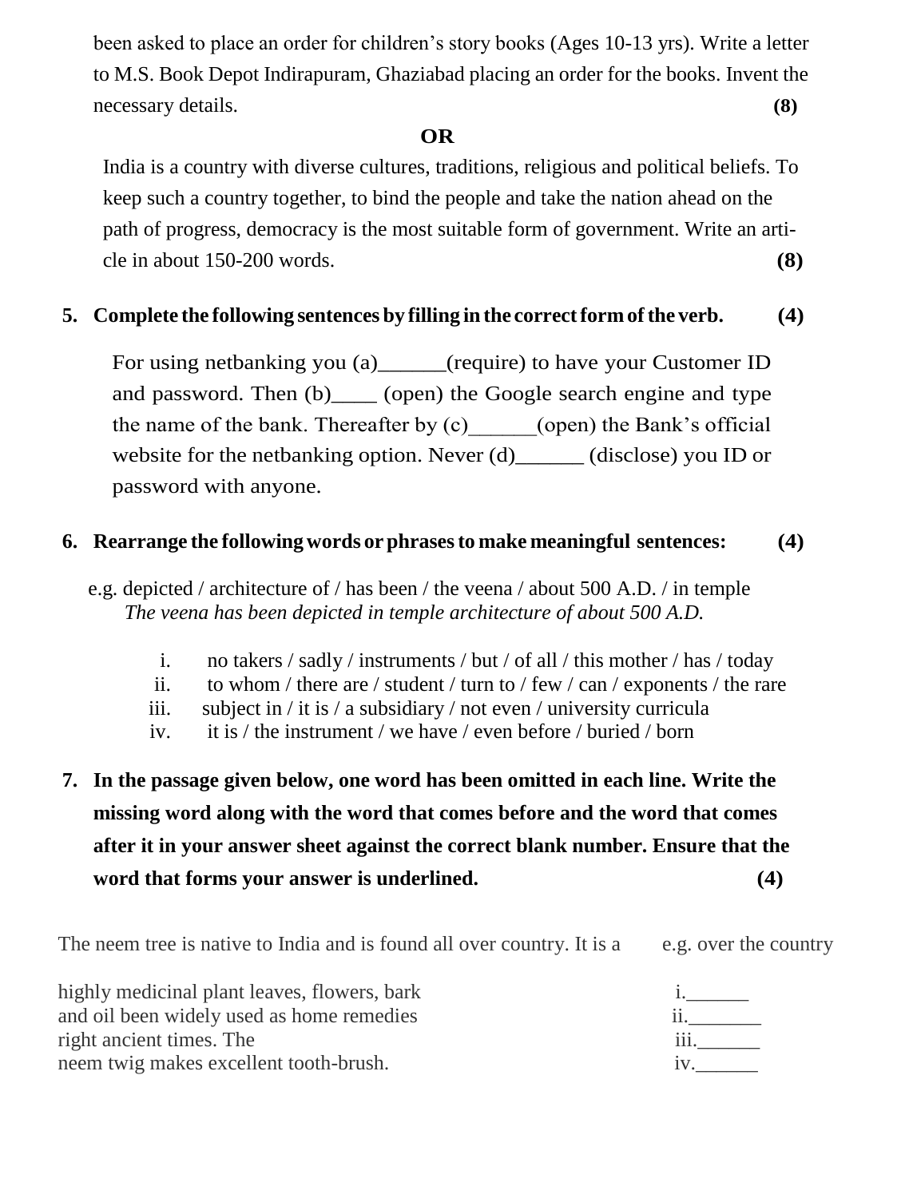been asked to place an order for children's story books (Ages 10-13 yrs). Write a letter to M.S. Book Depot Indirapuram, Ghaziabad placing an order for the books. Invent the necessary details. **(8)**

**OR**

India is a country with diverse cultures, traditions, religious and political beliefs. To keep such a country together, to bind the people and take the nation ahead on the path of progress, democracy is the most suitable form of government. Write an article in about 150-200 words. **(8)**

**5. Complete the following sentences by filling in the correct form of the verb. (4)**

For using netbanking you (a)______(require) to have your Customer ID and password. Then (b)____ (open) the Google search engine and type the name of the bank. Thereafter by (c)______(open) the Bank's official website for the netbanking option. Never (d)______ (disclose) you ID or password with anyone.

**6. Rearrange the following words or phrases to make meaningful sentences: (4)**

e.g. depicted / architecture of / has been / the veena / about 500 A.D. / in temple
*The veena has been depicted in temple architecture of about 500 A.D.*

i. no takers / sadly / instruments / but / of all / this mother / has / today
ii. to whom / there are / student / turn to / few / can / exponents / the rare
iii. subject in / it is / a subsidiary / not even / university curricula
iv. it is / the instrument / we have / even before / buried / born

**7. In the passage given below, one word has been omitted in each line. Write the missing word along with the word that comes before and the word that comes after it in your answer sheet against the correct blank number. Ensure that the word that forms your answer is underlined. (4)**

| | |
|---|---|
| The neem tree is native to India and is found all over country. It is a | e.g. over the country |
| highly medicinal plant leaves, flowers, bark | i.______ |
| and oil been widely used as home remedies | ii._______ |
| right ancient times. The | iii.______ |
| neem twig makes excellent tooth-brush. | iv.______ |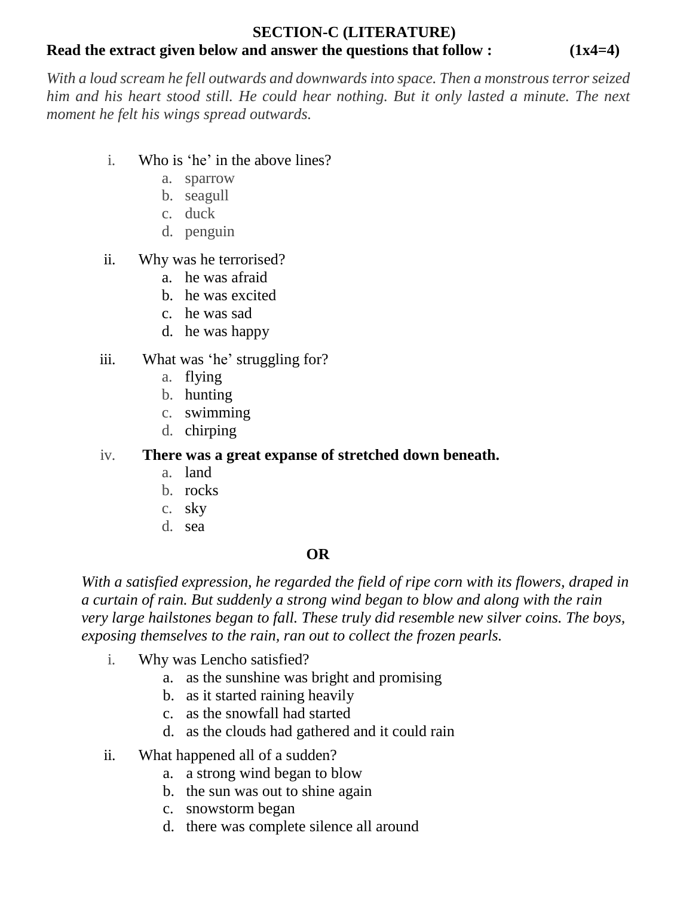**SECTION-C (LITERATURE)**

**Read the extract given below and answer the questions that follow : (1x4=4)**

*With a loud scream he fell outwards and downwards into space. Then a monstrous terror seized him and his heart stood still. He could hear nothing. But it only lasted a minute. The next moment he felt his wings spread outwards.*

i. Who is 'he' in the above lines?
   a. sparrow
   b. seagull
   c. duck
   d. penguin

ii. Why was he terrorised?
   a. he was afraid
   b. he was excited
   c. he was sad
   d. he was happy

iii. What was 'he' struggling for?
   a. flying
   b. hunting
   c. swimming
   d. chirping

iv. **There was a great expanse of stretched down beneath.**
   a. land
   b. rocks
   c. sky
   d. sea

**OR**

*With a satisfied expression, he regarded the field of ripe corn with its flowers, draped in a curtain of rain. But suddenly a strong wind began to blow and along with the rain very large hailstones began to fall. These truly did resemble new silver coins. The boys, exposing themselves to the rain, ran out to collect the frozen pearls.*

i. Why was Lencho satisfied?
   a. as the sunshine was bright and promising
   b. as it started raining heavily
   c. as the snowfall had started
   d. as the clouds had gathered and it could rain

ii. What happened all of a sudden?
   a. a strong wind began to blow
   b. the sun was out to shine again
   c. snowstorm began
   d. there was complete silence all around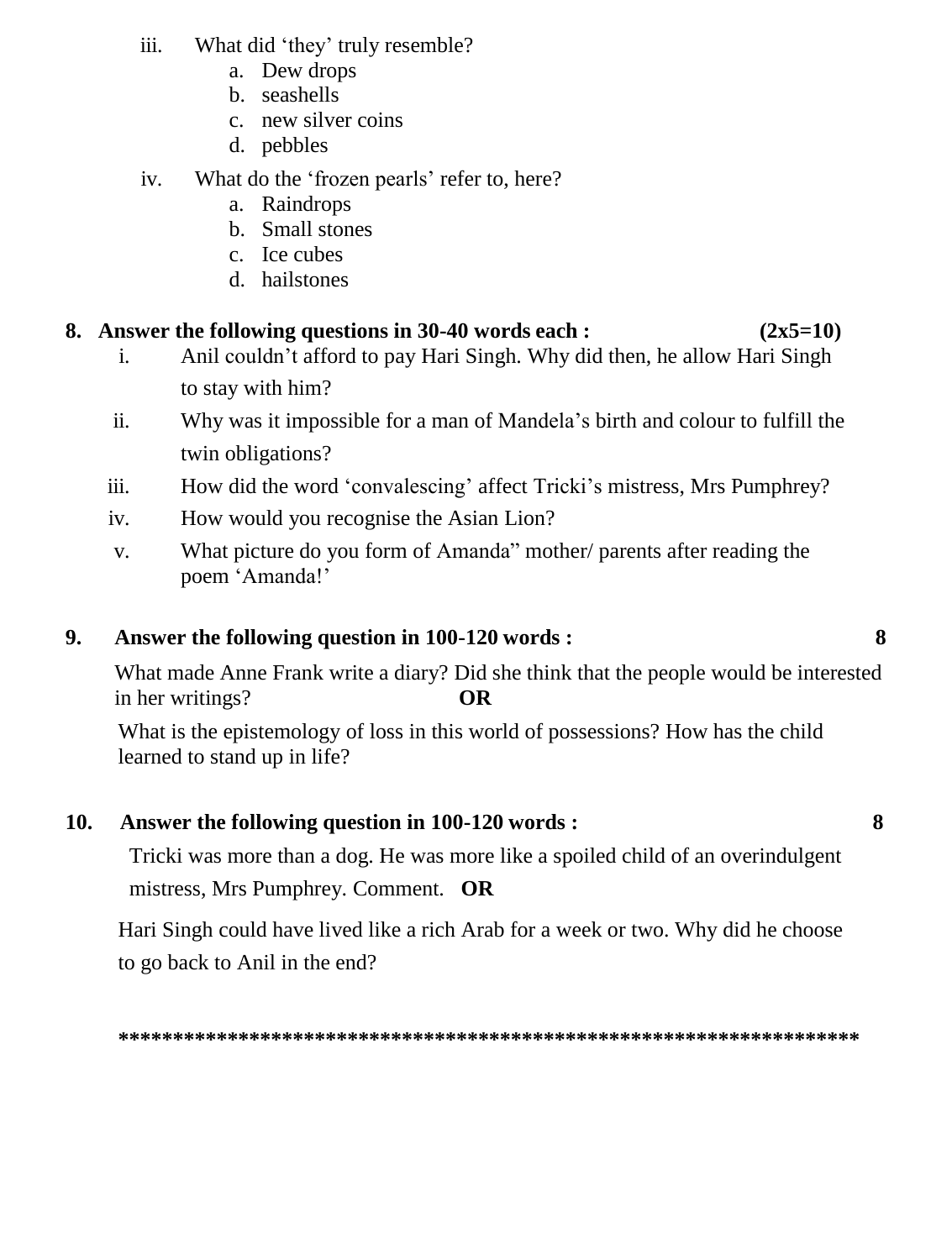iii. What did 'they' truly resemble?

a. Dew drops
b. seashells
c. new silver coins
d. pebbles

iv. What do the 'frozen pearls' refer to, here?

a. Raindrops
b. Small stones
c. Ice cubes
d. hailstones

**8. Answer the following questions in 30-40 words each : (2x5=10)**

i. Anil couldn't afford to pay Hari Singh. Why did then, he allow Hari Singh to stay with him?

ii. Why was it impossible for a man of Mandela's birth and colour to fulfill the twin obligations?

iii. How did the word 'convalescing' affect Tricki's mistress, Mrs Pumphrey?

iv. How would you recognise the Asian Lion?

v. What picture do you form of Amanda" mother/ parents after reading the poem 'Amanda!'

**9. Answer the following question in 100-120 words : 8**

What made Anne Frank write a diary? Did she think that the people would be interested in her writings? **OR**

What is the epistemology of loss in this world of possessions? How has the child learned to stand up in life?

**10. Answer the following question in 100-120 words : 8**

Tricki was more than a dog. He was more like a spoiled child of an overindulgent mistress, Mrs Pumphrey. Comment. **OR**

Hari Singh could have lived like a rich Arab for a week or two. Why did he choose to go back to Anil in the end?

******************************************************************